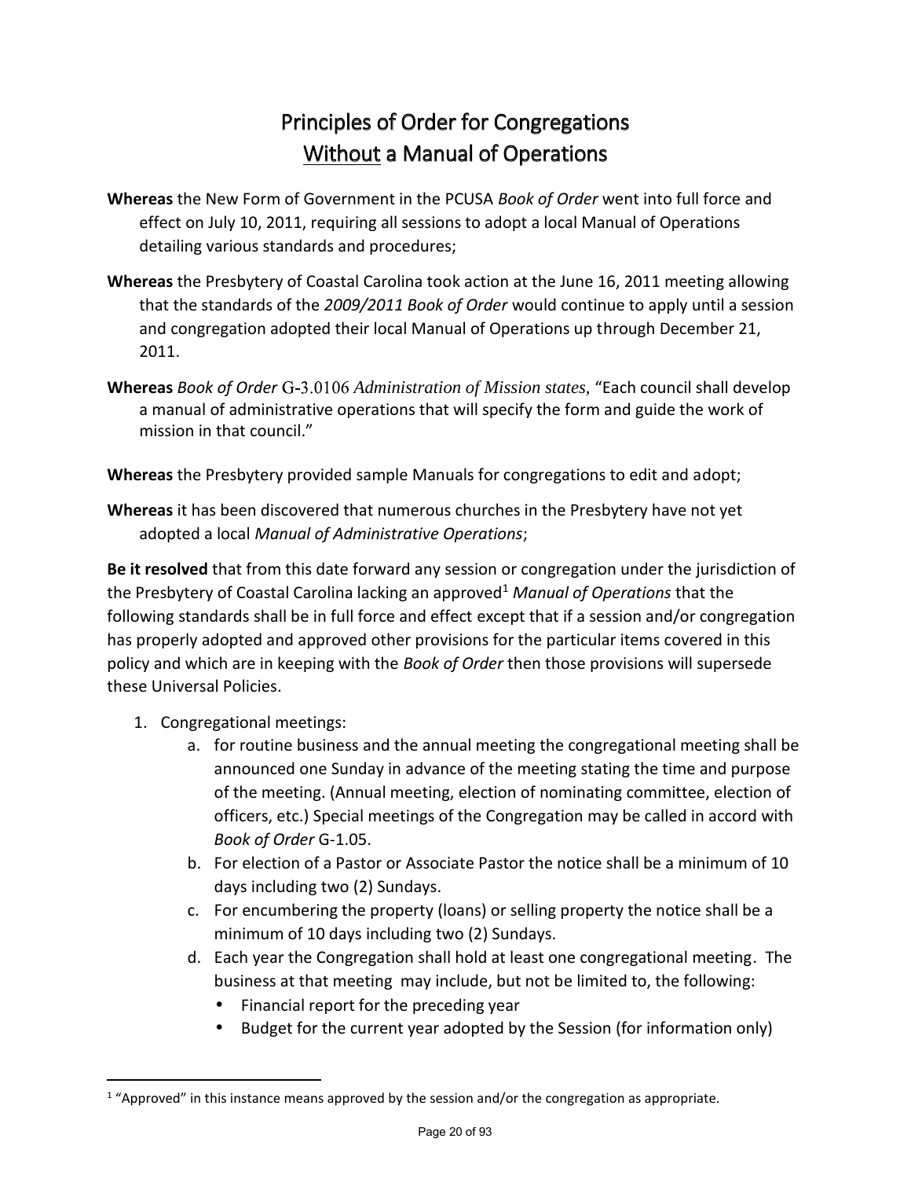# Principles of Order for Congregations
# <u>Without</u> a Manual of Operations

**Whereas** the New Form of Government in the PCUSA *Book of Order* went into full force and effect on July 10, 2011, requiring all sessions to adopt a local Manual of Operations detailing various standards and procedures;

**Whereas** the Presbytery of Coastal Carolina took action at the June 16, 2011 meeting allowing that the standards of the *2009/2011 Book of Order* would continue to apply until a session and congregation adopted their local Manual of Operations up through December 21, 2011.

**Whereas** *Book of Order* G-3.0106 *Administration of Mission states*, "Each council shall develop a manual of administrative operations that will specify the form and guide the work of mission in that council."

**Whereas** the Presbytery provided sample Manuals for congregations to edit and adopt;

**Whereas** it has been discovered that numerous churches in the Presbytery have not yet adopted a local *Manual of Administrative Operations*;

**Be it resolved** that from this date forward any session or congregation under the jurisdiction of the Presbytery of Coastal Carolina lacking an approved[1] *Manual of Operations* that the following standards shall be in full force and effect except that if a session and/or congregation has properly adopted and approved other provisions for the particular items covered in this policy and which are in keeping with the *Book of Order* then those provisions will supersede these Universal Policies.

1. Congregational meetings:
   a. for routine business and the annual meeting the congregational meeting shall be announced one Sunday in advance of the meeting stating the time and purpose of the meeting. (Annual meeting, election of nominating committee, election of officers, etc.) Special meetings of the Congregation may be called in accord with *Book of Order* G-1.05.
   b. For election of a Pastor or Associate Pastor the notice shall be a minimum of 10 days including two (2) Sundays.
   c. For encumbering the property (loans) or selling property the notice shall be a minimum of 10 days including two (2) Sundays.
   d. Each year the Congregation shall hold at least one congregational meeting. The business at that meeting may include, but not be limited to, the following:
      - Financial report for the preceding year
      - Budget for the current year adopted by the Session (for information only)

[1] "Approved" in this instance means approved by the session and/or the congregation as appropriate.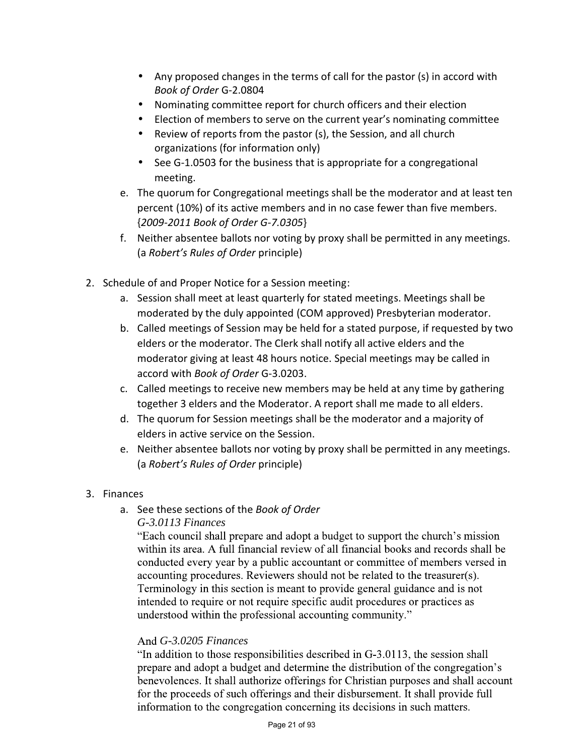- Any proposed changes in the terms of call for the pastor (s) in accord with *Book of Order* G-2.0804
- Nominating committee report for church officers and their election
- Election of members to serve on the current year's nominating committee
- Review of reports from the pastor (s), the Session, and all church organizations (for information only)
- See G-1.0503 for the business that is appropriate for a congregational meeting.

e. The quorum for Congregational meetings shall be the moderator and at least ten percent (10%) of its active members and in no case fewer than five members. {*2009-2011 Book of Order G-7.0305*}

f. Neither absentee ballots nor voting by proxy shall be permitted in any meetings. (a *Robert's Rules of Order* principle)

2. Schedule of and Proper Notice for a Session meeting:
   a. Session shall meet at least quarterly for stated meetings. Meetings shall be moderated by the duly appointed (COM approved) Presbyterian moderator.
   b. Called meetings of Session may be held for a stated purpose, if requested by two elders or the moderator. The Clerk shall notify all active elders and the moderator giving at least 48 hours notice. Special meetings may be called in accord with *Book of Order* G-3.0203.
   c. Called meetings to receive new members may be held at any time by gathering together 3 elders and the Moderator. A report shall me made to all elders.
   d. The quorum for Session meetings shall be the moderator and a majority of elders in active service on the Session.
   e. Neither absentee ballots nor voting by proxy shall be permitted in any meetings. (a *Robert's Rules of Order* principle)

3. Finances
   a. See these sections of the *Book of Order*

      *G-3.0113 Finances*

      "Each council shall prepare and adopt a budget to support the church's mission within its area. A full financial review of all financial books and records shall be conducted every year by a public accountant or committee of members versed in accounting procedures. Reviewers should not be related to the treasurer(s). Terminology in this section is meant to provide general guidance and is not intended to require or not require specific audit procedures or practices as understood within the professional accounting community."

      And *G-3.0205 Finances*

      "In addition to those responsibilities described in G-3.0113, the session shall prepare and adopt a budget and determine the distribution of the congregation's benevolences. It shall authorize offerings for Christian purposes and shall account for the proceeds of such offerings and their disbursement. It shall provide full information to the congregation concerning its decisions in such matters.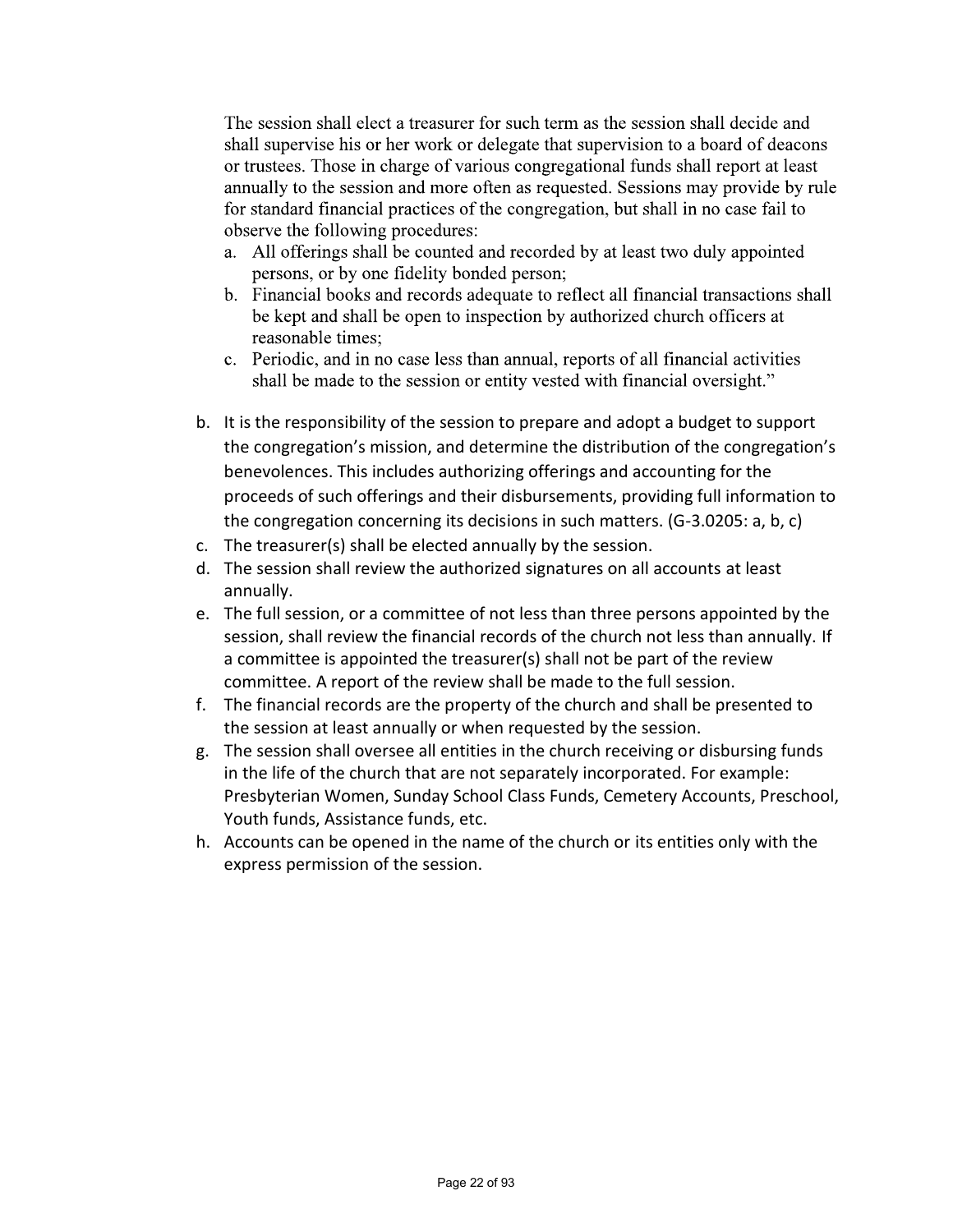The session shall elect a treasurer for such term as the session shall decide and shall supervise his or her work or delegate that supervision to a board of deacons or trustees. Those in charge of various congregational funds shall report at least annually to the session and more often as requested. Sessions may provide by rule for standard financial practices of the congregation, but shall in no case fail to observe the following procedures:

a. All offerings shall be counted and recorded by at least two duly appointed persons, or by one fidelity bonded person;
b. Financial books and records adequate to reflect all financial transactions shall be kept and shall be open to inspection by authorized church officers at reasonable times;
c. Periodic, and in no case less than annual, reports of all financial activities shall be made to the session or entity vested with financial oversight."

b. It is the responsibility of the session to prepare and adopt a budget to support the congregation's mission, and determine the distribution of the congregation's benevolences. This includes authorizing offerings and accounting for the proceeds of such offerings and their disbursements, providing full information to the congregation concerning its decisions in such matters. (G-3.0205: a, b, c)
c. The treasurer(s) shall be elected annually by the session.
d. The session shall review the authorized signatures on all accounts at least annually.
e. The full session, or a committee of not less than three persons appointed by the session, shall review the financial records of the church not less than annually. If a committee is appointed the treasurer(s) shall not be part of the review committee. A report of the review shall be made to the full session.
f. The financial records are the property of the church and shall be presented to the session at least annually or when requested by the session.
g. The session shall oversee all entities in the church receiving or disbursing funds in the life of the church that are not separately incorporated. For example: Presbyterian Women, Sunday School Class Funds, Cemetery Accounts, Preschool, Youth funds, Assistance funds, etc.
h. Accounts can be opened in the name of the church or its entities only with the express permission of the session.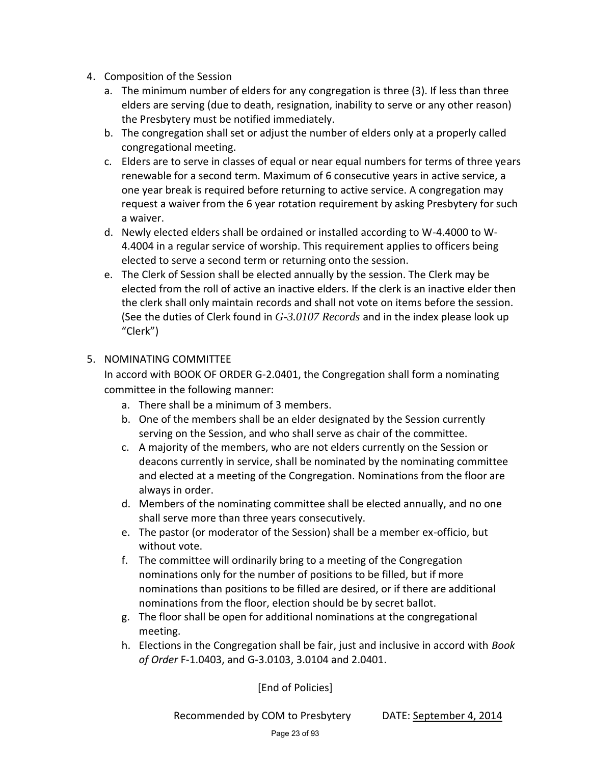4. Composition of the Session
   a. The minimum number of elders for any congregation is three (3). If less than three elders are serving (due to death, resignation, inability to serve or any other reason) the Presbytery must be notified immediately.
   b. The congregation shall set or adjust the number of elders only at a properly called congregational meeting.
   c. Elders are to serve in classes of equal or near equal numbers for terms of three years renewable for a second term. Maximum of 6 consecutive years in active service, a one year break is required before returning to active service. A congregation may request a waiver from the 6 year rotation requirement by asking Presbytery for such a waiver.
   d. Newly elected elders shall be ordained or installed according to W-4.4000 to W-4.4004 in a regular service of worship. This requirement applies to officers being elected to serve a second term or returning onto the session.
   e. The Clerk of Session shall be elected annually by the session. The Clerk may be elected from the roll of active an inactive elders. If the clerk is an inactive elder then the clerk shall only maintain records and shall not vote on items before the session. (See the duties of Clerk found in *G-3.0107 Records* and in the index please look up "Clerk")

5. NOMINATING COMMITTEE

   In accord with BOOK OF ORDER G-2.0401, the Congregation shall form a nominating committee in the following manner:
   a. There shall be a minimum of 3 members.
   b. One of the members shall be an elder designated by the Session currently serving on the Session, and who shall serve as chair of the committee.
   c. A majority of the members, who are not elders currently on the Session or deacons currently in service, shall be nominated by the nominating committee and elected at a meeting of the Congregation. Nominations from the floor are always in order.
   d. Members of the nominating committee shall be elected annually, and no one shall serve more than three years consecutively.
   e. The pastor (or moderator of the Session) shall be a member ex-officio, but without vote.
   f. The committee will ordinarily bring to a meeting of the Congregation nominations only for the number of positions to be filled, but if more nominations than positions to be filled are desired, or if there are additional nominations from the floor, election should be by secret ballot.
   g. The floor shall be open for additional nominations at the congregational meeting.
   h. Elections in the Congregation shall be fair, just and inclusive in accord with *Book of Order* F-1.0403, and G-3.0103, 3.0104 and 2.0401.

[End of Policies]

Recommended by COM to Presbytery DATE: September 4, 2014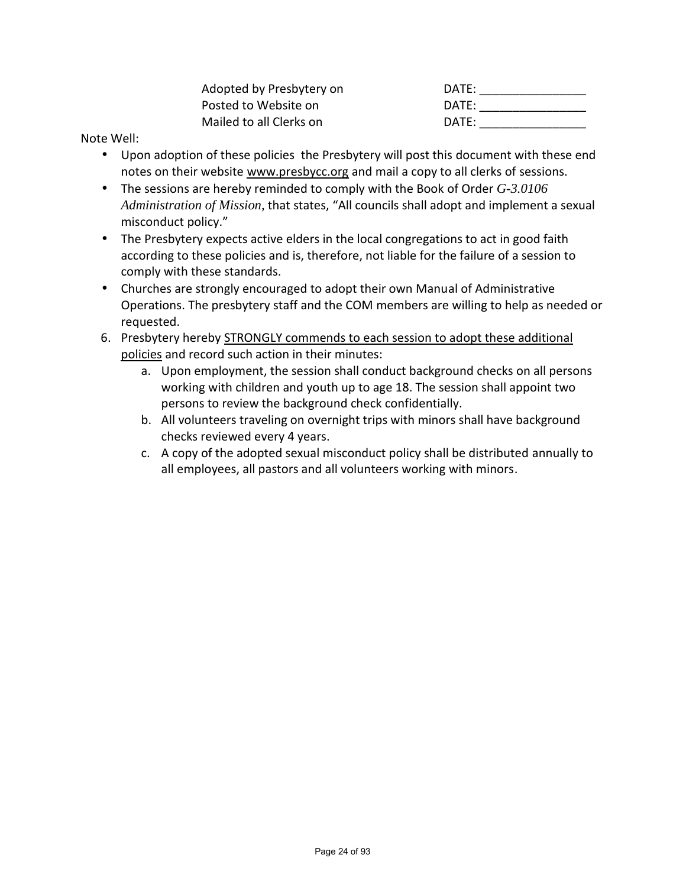Adopted by Presbytery on DATE: ________________
Posted to Website on DATE: ________________
Mailed to all Clerks on DATE: ________________

Note Well:

- Upon adoption of these policies the Presbytery will post this document with these end notes on their website www.presbycc.org and mail a copy to all clerks of sessions.
- The sessions are hereby reminded to comply with the Book of Order *G-3.0106 Administration of Mission*, that states, “All councils shall adopt and implement a sexual misconduct policy.”
- The Presbytery expects active elders in the local congregations to act in good faith according to these policies and is, therefore, not liable for the failure of a session to comply with these standards.
- Churches are strongly encouraged to adopt their own Manual of Administrative Operations. The presbytery staff and the COM members are willing to help as needed or requested.

6. Presbytery hereby <u>STRONGLY commends to each session to adopt these additional policies</u> and record such action in their minutes:
   a. Upon employment, the session shall conduct background checks on all persons working with children and youth up to age 18. The session shall appoint two persons to review the background check confidentially.
   b. All volunteers traveling on overnight trips with minors shall have background checks reviewed every 4 years.
   c. A copy of the adopted sexual misconduct policy shall be distributed annually to all employees, all pastors and all volunteers working with minors.